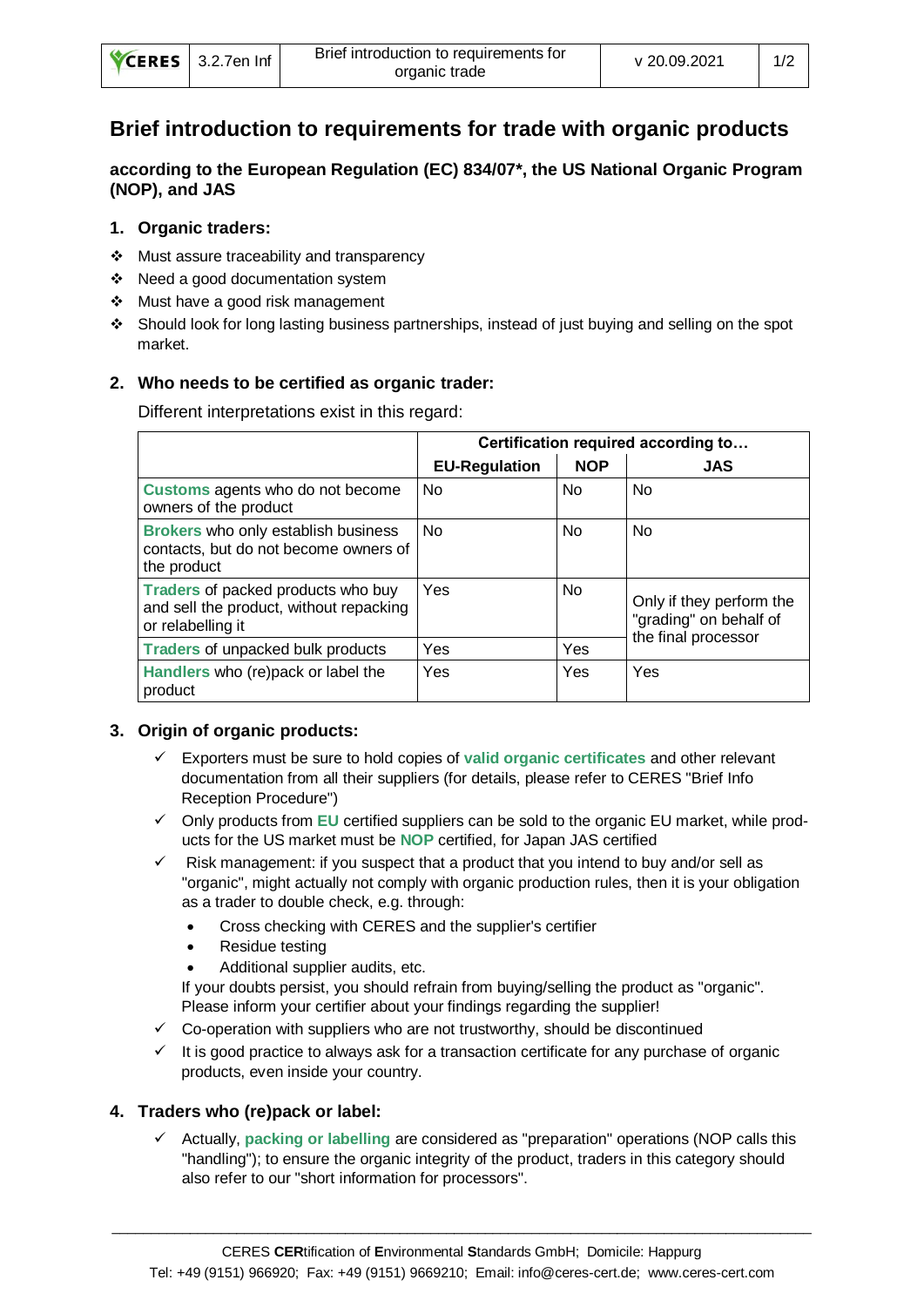# Brief introduction to requirements for trade with organic products

**according to the European Regulation (EC) 834/07*, the US National Organic Program (NOP), and JAS**

## 1. Organic traders:

- Must assure traceability and transparency
- Need a good documentation system
- Must have a good risk management
- Should look for long lasting business partnerships, instead of just buying and selling on the spot market.

## 2. Who needs to be certified as organic trader:

Different interpretations exist in this regard:

| | Certification required according to… | | |
|---|---|---|---|
| | **EU-Regulation** | **NOP** | **JAS** |
| **Customs** agents who do not become owners of the product | No | No | No |
| **Brokers** who only establish business contacts, but do not become owners of the product | No | No | No |
| **Traders** of packed products who buy and sell the product, without repacking or relabelling it | Yes | No | Only if they perform the "grading" on behalf of the final processor |
| **Traders** of unpacked bulk products | Yes | Yes | Only if they perform the "grading" on behalf of the final processor |
| **Handlers** who (re)pack or label the product | Yes | Yes | Yes |

## 3. Origin of organic products:

- ✓ Exporters must be sure to hold copies of **valid organic certificates** and other relevant documentation from all their suppliers (for details, please refer to CERES "Brief Info Reception Procedure")
- ✓ Only products from **EU** certified suppliers can be sold to the organic EU market, while products for the US market must be **NOP** certified, for Japan JAS certified
- ✓ Risk management: if you suspect that a product that you intend to buy and/or sell as "organic", might actually not comply with organic production rules, then it is your obligation as a trader to double check, e.g. through:
  - Cross checking with CERES and the supplier's certifier
  - Residue testing
  - Additional supplier audits, etc.

  If your doubts persist, you should refrain from buying/selling the product as "organic". Please inform your certifier about your findings regarding the supplier!
- ✓ Co-operation with suppliers who are not trustworthy, should be discontinued
- ✓ It is good practice to always ask for a transaction certificate for any purchase of organic products, even inside your country.

## 4. Traders who (re)pack or label:

- ✓ Actually, **packing or labelling** are considered as "preparation" operations (NOP calls this "handling"); to ensure the organic integrity of the product, traders in this category should also refer to our "short information for processors".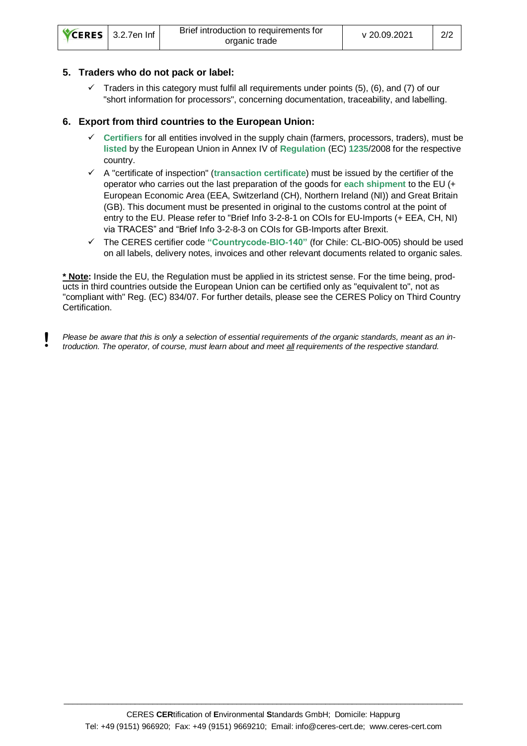## 5. Traders who do not pack or label:

- ✓ Traders in this category must fulfil all requirements under points (5), (6), and (7) of our "short information for processors", concerning documentation, traceability, and labelling.

## 6. Export from third countries to the European Union:

- ✓ **Certifiers** for all entities involved in the supply chain (farmers, processors, traders), must be **listed** by the European Union in Annex IV of **Regulation** (EC) **1235**/2008 for the respective country.
- ✓ A "certificate of inspection" (**transaction certificate**) must be issued by the certifier of the operator who carries out the last preparation of the goods for **each shipment** to the EU (+ European Economic Area (EEA, Switzerland (CH), Northern Ireland (NI)) and Great Britain (GB). This document must be presented in original to the customs control at the point of entry to the EU. Please refer to "Brief Info 3-2-8-1 on COIs for EU-Imports (+ EEA, CH, NI) via TRACES" and "Brief Info 3-2-8-3 on COIs for GB-Imports after Brexit.
- ✓ The CERES certifier code **"Countrycode-BIO-140"** (for Chile: CL-BIO-005) should be used on all labels, delivery notes, invoices and other relevant documents related to organic sales.

**\* Note:** Inside the EU, the Regulation must be applied in its strictest sense. For the time being, products in third countries outside the European Union can be certified only as "equivalent to", not as "compliant with" Reg. (EC) 834/07. For further details, please see the CERES Policy on Third Country Certification.

**!** *Please be aware that this is only a selection of essential requirements of the organic standards, meant as an introduction. The operator, of course, must learn about and meet all requirements of the respective standard.*

CERES **CER**tification of **E**nvironmental **S**tandards GmbH; Domicile: Happurg
Tel: +49 (9151) 966920; Fax: +49 (9151) 9669210; Email: info@ceres-cert.de; www.ceres-cert.com